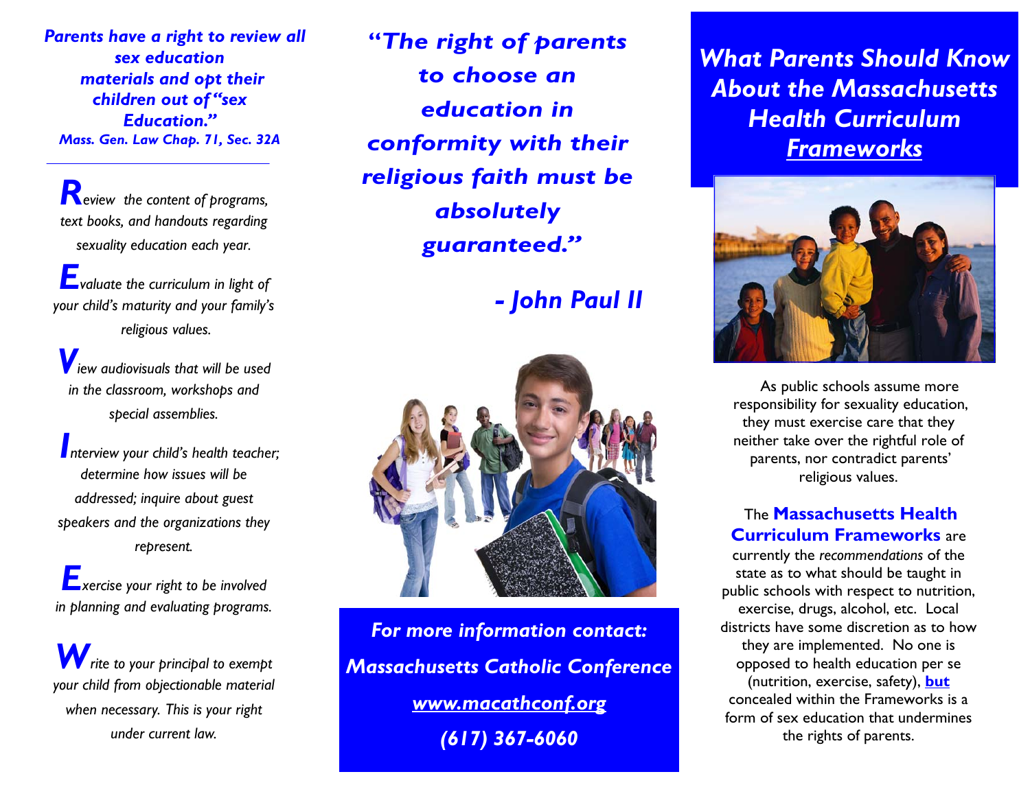*Parents have a right to review all sex education materials and opt their children out of "sex Education."*
*Mass. Gen. Law Chap. 71, Sec. 32A*

---

***R****eview the content of programs, text books, and handouts regarding sexuality education each year.*

***E****valuate the curriculum in light of your child's maturity and your family's religious values.*

***V****iew audiovisuals that will be used in the classroom, workshops and special assemblies.*

***I****nterview your child's health teacher; determine how issues will be addressed; inquire about guest speakers and the organizations they represent.*

***E****xercise your right to be involved in planning and evaluating programs.*

***W****rite to your principal to exempt your child from objectionable material when necessary. This is your right under current law.*

***"The right of parents to choose an education in conformity with their religious faith must be absolutely guaranteed."***

***- John Paul II***

***For more information contact:***
***Massachusetts Catholic Conference***
***www.macathconf.org***
***(617) 367-6060***

# *What Parents Should Know About the Massachusetts Health Curriculum Frameworks*

As public schools assume more responsibility for sexuality education, they must exercise care that they neither take over the rightful role of parents, nor contradict parents' religious values.

The **Massachusetts Health Curriculum Frameworks** are currently the *recommendations* of the state as to what should be taught in public schools with respect to nutrition, exercise, drugs, alcohol, etc. Local districts have some discretion as to how they are implemented. No one is opposed to health education per se (nutrition, exercise, safety), **but** concealed within the Frameworks is a form of sex education that undermines the rights of parents.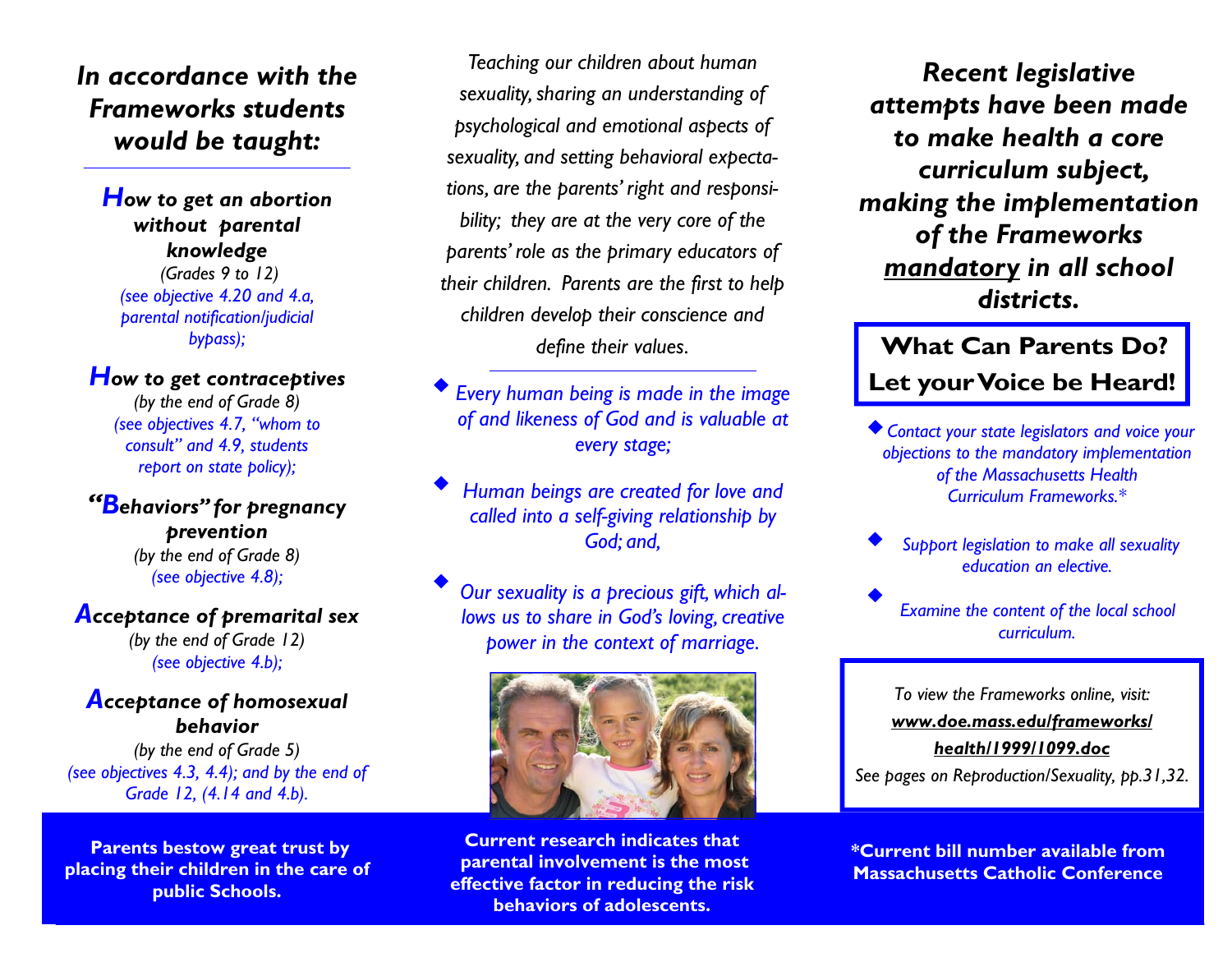## *In accordance with the Frameworks students would be taught:*

***How to get an abortion without parental knowledge***
*(Grades 9 to 12)*
*(see objective 4.20 and 4.a, parental notification/judicial bypass);*

***How to get contraceptives***
*(by the end of Grade 8)*
*(see objectives 4.7, "whom to consult" and 4.9, students report on state policy);*

***"Behaviors" for pregnancy prevention***
*(by the end of Grade 8)*
*(see objective 4.8);*

***Acceptance of premarital sex***
*(by the end of Grade 12)*
*(see objective 4.b);*

***Acceptance of homosexual behavior***
*(by the end of Grade 5)*
*(see objectives 4.3, 4.4); and by the end of Grade 12, (4.14 and 4.b).*

**Parents bestow great trust by placing their children in the care of public Schools.**

*Teaching our children about human sexuality, sharing an understanding of psychological and emotional aspects of sexuality, and setting behavioral expectations, are the parents' right and responsibility; they are at the very core of the parents' role as the primary educators of their children. Parents are the first to help children develop their conscience and define their values.*

- *Every human being is made in the image of and likeness of God and is valuable at every stage;*
- *Human beings are created for love and called into a self-giving relationship by God; and,*
- *Our sexuality is a precious gift, which allows us to share in God's loving, creative power in the context of marriage.*

**Current research indicates that parental involvement is the most effective factor in reducing the risk behaviors of adolescents.**

## *Recent legislative attempts have been made to make health a core curriculum subject, making the implementation of the Frameworks mandatory in all school districts.*

### What Can Parents Do? Let your Voice be Heard!

- *Contact your state legislators and voice your objections to the mandatory implementation of the Massachusetts Health Curriculum Frameworks.**
- *Support legislation to make all sexuality education an elective.*
- *Examine the content of the local school curriculum.*

*To view the Frameworks online, visit:*
***www.doe.mass.edu/frameworks/health/1999/1099.doc***
*See pages on Reproduction/Sexuality, pp.31,32.*

***Current bill number available from Massachusetts Catholic Conference**